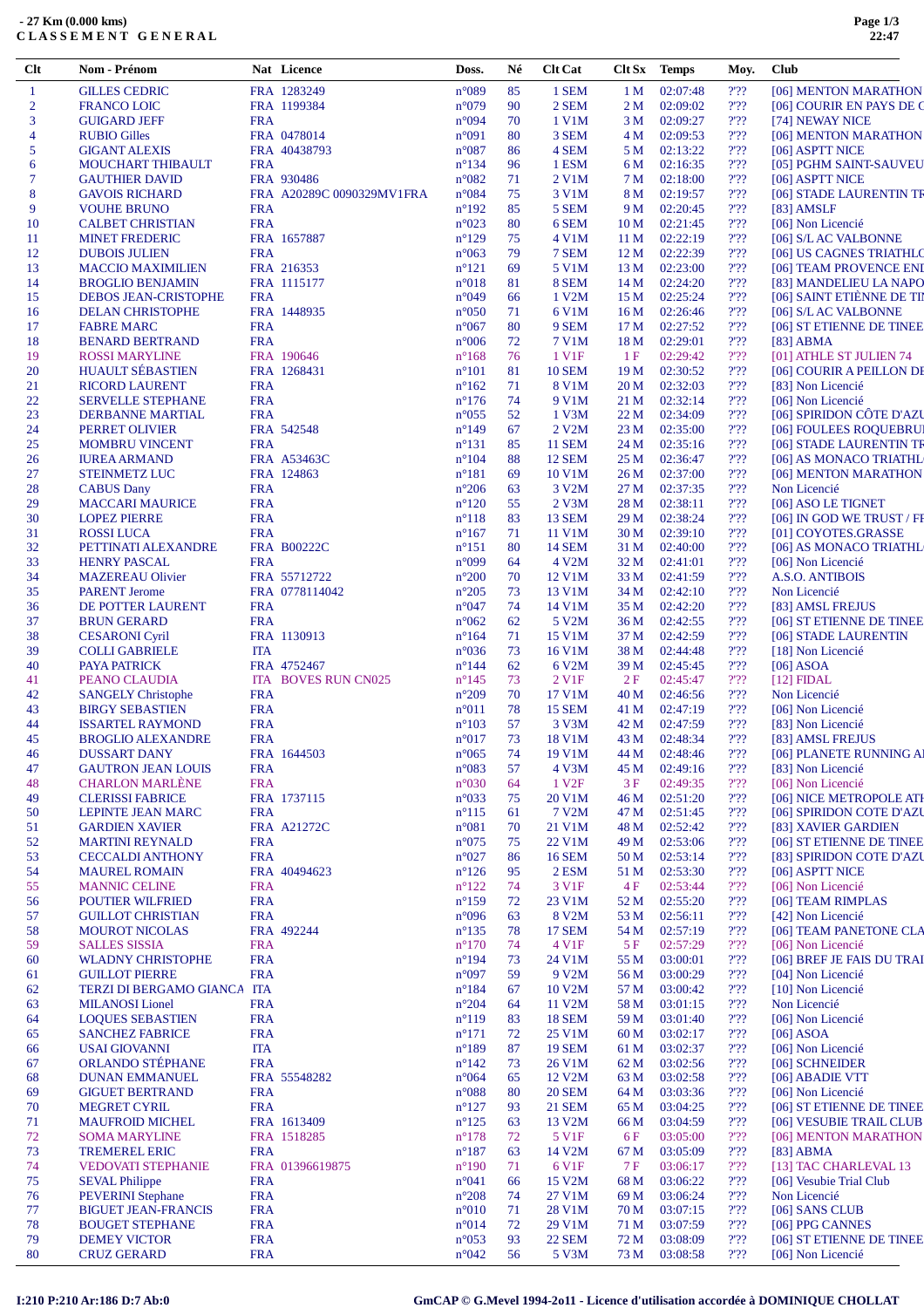# - 27 Km (0.000 kms)
## CLASSEMENT GENERAL

| Clt | Nom - Prénom | Nat | Licence | Doss. | Né | Clt Cat | Clt Sx | Temps | Moy. | Club |
|---|---|---|---|---|---|---|---|---|---|---|
| 1 | GILLES CEDRIC | FRA | 1283249 | n°089 | 85 | 1 SEM | 1 M | 02:07:48 | ?'?? | [06] MENTON MARATHON |
| 2 | FRANCO LOIC | FRA | 1199384 | n°079 | 90 | 2 SEM | 2 M | 02:09:02 | ?'?? | [06] COURIR EN PAYS DE C |
| 3 | GUIGARD JEFF | FRA | | n°094 | 70 | 1 V1M | 3 M | 02:09:27 | ?'?? | [74] NEWAY NICE |
| 4 | RUBIO Gilles | FRA | 0478014 | n°091 | 80 | 3 SEM | 4 M | 02:09:53 | ?'?? | [06] MENTON MARATHON |
| 5 | GIGANT ALEXIS | FRA | 40438793 | n°087 | 86 | 4 SEM | 5 M | 02:13:22 | ?'?? | [06] ASPTT NICE |
| 6 | MOUCHART THIBAULT | FRA | | n°134 | 96 | 1 ESM | 6 M | 02:16:35 | ?'?? | [05] PGHM SAINT-SAUVEU |
| 7 | GAUTHIER DAVID | FRA | 930486 | n°082 | 71 | 2 V1M | 7 M | 02:18:00 | ?'?? | [06] ASPTT NICE |
| 8 | GAVOIS RICHARD | FRA | A20289C 0090329MV1FRA | n°084 | 75 | 3 V1M | 8 M | 02:19:57 | ?'?? | [06] STADE LAURENTIN TR |
| 9 | VOUHE BRUNO | FRA | | n°192 | 85 | 5 SEM | 9 M | 02:20:45 | ?'?? | [83] AMSLF |
| 10 | CALBET CHRISTIAN | FRA | | n°023 | 80 | 6 SEM | 10 M | 02:21:45 | ?'?? | [06] Non Licencié |
| 11 | MINET FREDERIC | FRA | 1657887 | n°129 | 75 | 4 V1M | 11 M | 02:22:19 | ?'?? | [06] S/L AC VALBONNE |
| 12 | DUBOIS JULIEN | FRA | | n°063 | 79 | 7 SEM | 12 M | 02:22:39 | ?'?? | [06] US CAGNES TRIATHLO |
| 13 | MACCIO MAXIMILIEN | FRA | 216353 | n°121 | 69 | 5 V1M | 13 M | 02:23:00 | ?'?? | [06] TEAM PROVENCE END |
| 14 | BROGLIO BENJAMIN | FRA | 1115177 | n°018 | 81 | 8 SEM | 14 M | 02:24:20 | ?'?? | [83] MANDELIEU LA NAPO |
| 15 | DEBOS JEAN-CRISTOPHE | FRA | | n°049 | 66 | 1 V2M | 15 M | 02:25:24 | ?'?? | [06] SAINT ETIÈNNE DE TIN |
| 16 | DELAN CHRISTOPHE | FRA | 1448935 | n°050 | 71 | 6 V1M | 16 M | 02:26:46 | ?'?? | [06] S/L AC VALBONNE |
| 17 | FABRE MARC | FRA | | n°067 | 80 | 9 SEM | 17 M | 02:27:52 | ?'?? | [06] ST ETIENNE DE TINEE |
| 18 | BENARD BERTRAND | FRA | | n°006 | 72 | 7 V1M | 18 M | 02:29:01 | ?'?? | [83] ABMA |
| 19 | ROSSI MARYLINE | FRA | 190646 | n°168 | 76 | 1 V1F | 1 F | 02:29:42 | ?'?? | [01] ATHLE ST JULIEN 74 |
| 20 | HUAULT SÉBASTIEN | FRA | 1268431 | n°101 | 81 | 10 SEM | 19 M | 02:30:52 | ?'?? | [06] COURIR A PEILLON DE |
| 21 | RICORD LAURENT | FRA | | n°162 | 71 | 8 V1M | 20 M | 02:32:03 | ?'?? | [83] Non Licencié |
| 22 | SERVELLE STEPHANE | FRA | | n°176 | 74 | 9 V1M | 21 M | 02:32:14 | ?'?? | [06] Non Licencié |
| 23 | DERBANNE MARTIAL | FRA | | n°055 | 52 | 1 V3M | 22 M | 02:34:09 | ?'?? | [06] SPIRIDON CÔTE D'AZU |
| 24 | PERRET OLIVIER | FRA | 542548 | n°149 | 67 | 2 V2M | 23 M | 02:35:00 | ?'?? | [06] FOULEES ROQUEBRU |
| 25 | MOMBRU VINCENT | FRA | | n°131 | 85 | 11 SEM | 24 M | 02:35:16 | ?'?? | [06] STADE LAURENTIN TR |
| 26 | IUREA ARMAND | FRA | A53463C | n°104 | 88 | 12 SEM | 25 M | 02:36:47 | ?'?? | [06] AS MONACO TRIATHL |
| 27 | STEINMETZ LUC | FRA | 124863 | n°181 | 69 | 10 V1M | 26 M | 02:37:00 | ?'?? | [06] MENTON MARATHON |
| 28 | CABUS Dany | FRA | | n°206 | 63 | 3 V2M | 27 M | 02:37:35 | ?'?? | Non Licencié |
| 29 | MACCARI MAURICE | FRA | | n°120 | 55 | 2 V3M | 28 M | 02:38:11 | ?'?? | [06] ASO LE TIGNET |
| 30 | LOPEZ PIERRE | FRA | | n°118 | 83 | 13 SEM | 29 M | 02:38:24 | ?'?? | [06] IN GOD WE TRUST / FF |
| 31 | ROSSI LUCA | FRA | | n°167 | 71 | 11 V1M | 30 M | 02:39:10 | ?'?? | [01] COYOTES.GRASSE |
| 32 | PETTINATI ALEXANDRE | FRA | B00222C | n°151 | 80 | 14 SEM | 31 M | 02:40:00 | ?'?? | [06] AS MONACO TRIATHL |
| 33 | HENRY PASCAL | FRA | | n°099 | 64 | 4 V2M | 32 M | 02:41:01 | ?'?? | [06] Non Licencié |
| 34 | MAZEREAU Olivier | FRA | 55712722 | n°200 | 70 | 12 V1M | 33 M | 02:41:59 | ?'?? | A.S.O. ANTIBOIS |
| 35 | PARENT Jerome | FRA | 0778114042 | n°205 | 73 | 13 V1M | 34 M | 02:42:10 | ?'?? | Non Licencié |
| 36 | DE POTTER LAURENT | FRA | | n°047 | 74 | 14 V1M | 35 M | 02:42:20 | ?'?? | [83] AMSL FREJUS |
| 37 | BRUN GERARD | FRA | | n°062 | 62 | 5 V2M | 36 M | 02:42:55 | ?'?? | [06] ST ETIENNE DE TINEE |
| 38 | CESARONI Cyril | FRA | 1130913 | n°164 | 71 | 15 V1M | 37 M | 02:42:59 | ?'?? | [06] STADE LAURENTIN |
| 39 | COLLI GABRIELE | ITA | | n°036 | 73 | 16 V1M | 38 M | 02:44:48 | ?'?? | [18] Non Licencié |
| 40 | PAYA PATRICK | FRA | 4752467 | n°144 | 62 | 6 V2M | 39 M | 02:45:45 | ?'?? | [06] ASOA |
| 41 | PEANO CLAUDIA | ITA | BOVES RUN CN025 | n°145 | 73 | 2 V1F | 2 F | 02:45:47 | ?'?? | [12] FIDAL |
| 42 | SANGELY Christophe | FRA | | n°209 | 70 | 17 V1M | 40 M | 02:46:56 | ?'?? | Non Licencié |
| 43 | BIRGY SEBASTIEN | FRA | | n°011 | 78 | 15 SEM | 41 M | 02:47:19 | ?'?? | [06] Non Licencié |
| 44 | ISSARTEL RAYMOND | FRA | | n°103 | 57 | 3 V3M | 42 M | 02:47:59 | ?'?? | [83] Non Licencié |
| 45 | BROGLIO ALEXANDRE | FRA | | n°017 | 73 | 18 V1M | 43 M | 02:48:34 | ?'?? | [83] AMSL FREJUS |
| 46 | DUSSART DANY | FRA | 1644503 | n°065 | 74 | 19 V1M | 44 M | 02:48:46 | ?'?? | [06] PLANETE RUNNING A |
| 47 | GAUTRON JEAN LOUIS | FRA | | n°083 | 57 | 4 V3M | 45 M | 02:49:16 | ?'?? | [83] Non Licencié |
| 48 | CHARLON MARLÈNE | FRA | | n°030 | 64 | 1 V2F | 3 F | 02:49:35 | ?'?? | [06] Non Licencié |
| 49 | CLERISSI FABRICE | FRA | 1737115 | n°033 | 75 | 20 V1M | 46 M | 02:51:20 | ?'?? | [06] NICE METROPOLE ATH |
| 50 | LEPINTE JEAN MARC | FRA | | n°115 | 61 | 7 V2M | 47 M | 02:51:45 | ?'?? | [06] SPIRIDON COTE D'AZU |
| 51 | GARDIEN XAVIER | FRA | A21272C | n°081 | 70 | 21 V1M | 48 M | 02:52:42 | ?'?? | [83] XAVIER GARDIEN |
| 52 | MARTINI REYNALD | FRA | | n°075 | 75 | 22 V1M | 49 M | 02:53:06 | ?'?? | [06] ST ETIENNE DE TINEE |
| 53 | CECCALDI ANTHONY | FRA | | n°027 | 86 | 16 SEM | 50 M | 02:53:14 | ?'?? | [83] SPIRIDON COTE D'AZU |
| 54 | MAUREL ROMAIN | FRA | 40494623 | n°126 | 95 | 2 ESM | 51 M | 02:53:30 | ?'?? | [06] ASPTT NICE |
| 55 | MANNIC CELINE | FRA | | n°122 | 74 | 3 V1F | 4 F | 02:53:44 | ?'?? | [06] Non Licencié |
| 56 | POUTIER WILFRIED | FRA | | n°159 | 72 | 23 V1M | 52 M | 02:55:20 | ?'?? | [06] TEAM RIMPLAS |
| 57 | GUILLOT CHRISTIAN | FRA | | n°096 | 63 | 8 V2M | 53 M | 02:56:11 | ?'?? | [42] Non Licencié |
| 58 | MOUROT NICOLAS | FRA | 492244 | n°135 | 78 | 17 SEM | 54 M | 02:57:19 | ?'?? | [06] TEAM PANETONE CLA |
| 59 | SALLES SISSIA | FRA | | n°170 | 74 | 4 V1F | 5 F | 02:57:29 | ?'?? | [06] Non Licencié |
| 60 | WLADNY CHRISTOPHE | FRA | | n°194 | 73 | 24 V1M | 55 M | 03:00:01 | ?'?? | [06] BREF JE FAIS DU TRAI |
| 61 | GUILLOT PIERRE | FRA | | n°097 | 59 | 9 V2M | 56 M | 03:00:29 | ?'?? | [04] Non Licencié |
| 62 | TERZI DI BERGAMO GIANCA | ITA | | n°184 | 67 | 10 V2M | 57 M | 03:00:42 | ?'?? | [10] Non Licencié |
| 63 | MILANOSI Lionel | FRA | | n°204 | 64 | 11 V2M | 58 M | 03:01:15 | ?'?? | Non Licencié |
| 64 | LOQUES SEBASTIEN | FRA | | n°119 | 83 | 18 SEM | 59 M | 03:01:40 | ?'?? | [06] Non Licencié |
| 65 | SANCHEZ FABRICE | FRA | | n°171 | 72 | 25 V1M | 60 M | 03:02:17 | ?'?? | [06] ASOA |
| 66 | USAI GIOVANNI | ITA | | n°189 | 87 | 19 SEM | 61 M | 03:02:37 | ?'?? | [06] Non Licencié |
| 67 | ORLANDO STÉPHANE | FRA | | n°142 | 73 | 26 V1M | 62 M | 03:02:56 | ?'?? | [06] SCHNEIDER |
| 68 | DUNAN EMMANUEL | FRA | 55548282 | n°064 | 65 | 12 V2M | 63 M | 03:02:58 | ?'?? | [06] ABADIE VTT |
| 69 | GIGUET BERTRAND | FRA | | n°088 | 80 | 20 SEM | 64 M | 03:03:36 | ?'?? | [06] Non Licencié |
| 70 | MEGRET CYRIL | FRA | | n°127 | 93 | 21 SEM | 65 M | 03:04:25 | ?'?? | [06] ST ETIENNE DE TINEE |
| 71 | MAUFROID MICHEL | FRA | 1613409 | n°125 | 63 | 13 V2M | 66 M | 03:04:59 | ?'?? | [06] VESUBIE TRAIL CLUB |
| 72 | SOMA MARYLINE | FRA | 1518285 | n°178 | 72 | 5 V1F | 6 F | 03:05:00 | ?'?? | [06] MENTON MARATHON |
| 73 | TREMEREL ERIC | FRA | | n°187 | 63 | 14 V2M | 67 M | 03:05:09 | ?'?? | [83] ABMA |
| 74 | VEDOVATI STEPHANIE | FRA | 01396619875 | n°190 | 71 | 6 V1F | 7 F | 03:06:17 | ?'?? | [13] TAC CHARLEVAL 13 |
| 75 | SEVAL Philippe | FRA | | n°041 | 66 | 15 V2M | 68 M | 03:06:22 | ?'?? | [06] Vesubie Trial Club |
| 76 | PEVERINI Stephane | FRA | | n°208 | 74 | 27 V1M | 69 M | 03:06:24 | ?'?? | Non Licencié |
| 77 | BIGUET JEAN-FRANCIS | FRA | | n°010 | 71 | 28 V1M | 70 M | 03:07:15 | ?'?? | [06] SANS CLUB |
| 78 | BOUGET STEPHANE | FRA | | n°014 | 72 | 29 V1M | 71 M | 03:07:59 | ?'?? | [06] PPG CANNES |
| 79 | DEMEY VICTOR | FRA | | n°053 | 93 | 22 SEM | 72 M | 03:08:09 | ?'?? | [06] ST ETIENNE DE TINEE |
| 80 | CRUZ GERARD | FRA | | n°042 | 56 | 5 V3M | 73 M | 03:08:58 | ?'?? | [06] Non Licencié |

I:210 P:210 Ar:186 D:7 Ab:0

GmCAP © G.Mevel 1994-2o11 - Licence d'utilisation accordée à DOMINIQUE CHOLLAT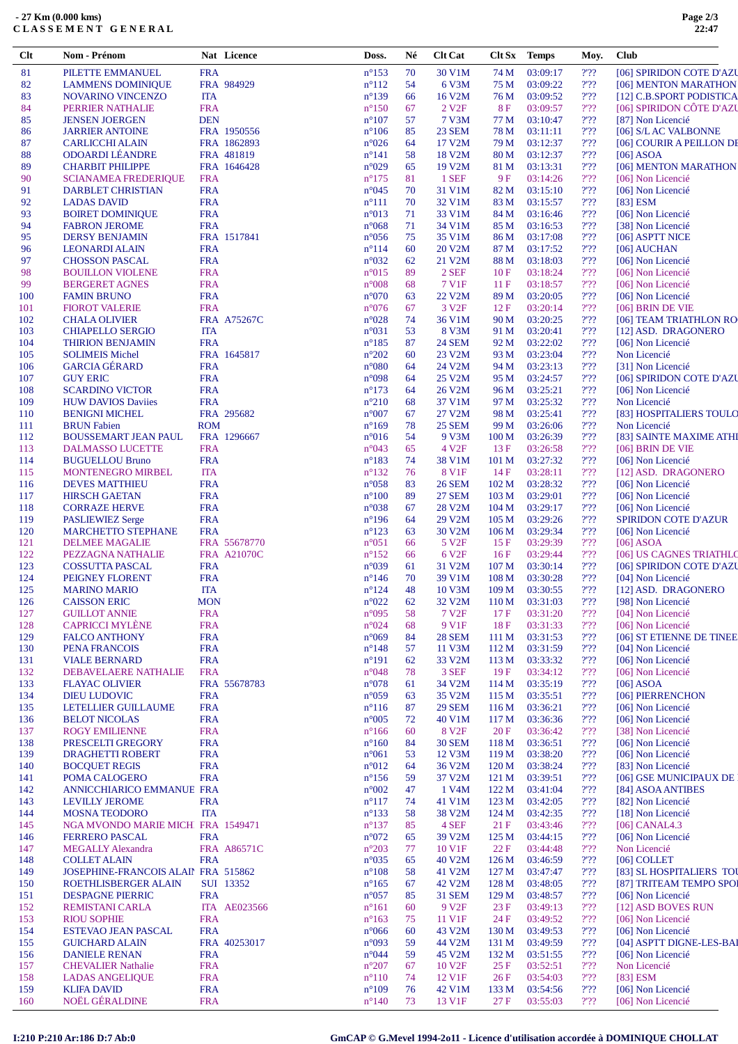**- 27 Km (0.000 kms)**
**C L A S S E M E N T   G E N E R A L**

| Clt | Nom - Prénom | Nat | Licence | Doss. | Né | Clt Cat | Clt Sx | Temps | Moy. | Club |
|---|---|---|---|---|---|---|---|---|---|---|
| 81 | PILETTE EMMANUEL | FRA | | n°153 | 70 | 30 V1M | 74 M | 03:09:17 | ?'?? | [06] SPIRIDON COTE D'AZU |
| 82 | LAMMENS DOMINIQUE | FRA | 984929 | n°112 | 54 | 6 V3M | 75 M | 03:09:22 | ?'?? | [06] MENTON MARATHON |
| 83 | NOVARINO VINCENZO | ITA | | n°139 | 66 | 16 V2M | 76 M | 03:09:52 | ?'?? | [12] C.B.SPORT PODISTICA |
| 84 | PERRIER NATHALIE | FRA | | n°150 | 67 | 2 V2F | 8 F | 03:09:57 | ?'?? | [06] SPIRIDON CÔTE D'AZU |
| 85 | JENSEN JOERGEN | DEN | | n°107 | 57 | 7 V3M | 77 M | 03:10:47 | ?'?? | [87] Non Licencié |
| 86 | JARRIER ANTOINE | FRA | 1950556 | n°106 | 85 | 23 SEM | 78 M | 03:11:11 | ?'?? | [06] S/L AC VALBONNE |
| 87 | CARLICCHI ALAIN | FRA | 1862893 | n°026 | 64 | 17 V2M | 79 M | 03:12:37 | ?'?? | [06] COURIR A PEILLON DE |
| 88 | ODOARDI LÉANDRE | FRA | 481819 | n°141 | 58 | 18 V2M | 80 M | 03:12:37 | ?'?? | [06] ASOA |
| 89 | CHARBIT PHILIPPE | FRA | 1646428 | n°029 | 65 | 19 V2M | 81 M | 03:13:31 | ?'?? | [06] MENTON MARATHON |
| 90 | SCIANAMEA FREDERIQUE | FRA | | n°175 | 81 | 1 SEF | 9 F | 03:14:26 | ?'?? | [06] Non Licencié |
| 91 | DARBLET CHRISTIAN | FRA | | n°045 | 70 | 31 V1M | 82 M | 03:15:10 | ?'?? | [06] Non Licencié |
| 92 | LADAS DAVID | FRA | | n°111 | 70 | 32 V1M | 83 M | 03:15:57 | ?'?? | [83] ESM |
| 93 | BOIRET DOMINIQUE | FRA | | n°013 | 71 | 33 V1M | 84 M | 03:16:46 | ?'?? | [06] Non Licencié |
| 94 | FABRON JEROME | FRA | | n°068 | 71 | 34 V1M | 85 M | 03:16:53 | ?'?? | [38] Non Licencié |
| 95 | DERSY BENJAMIN | FRA | 1517841 | n°056 | 75 | 35 V1M | 86 M | 03:17:08 | ?'?? | [06] ASPTT NICE |
| 96 | LEONARDI ALAIN | FRA | | n°114 | 60 | 20 V2M | 87 M | 03:17:52 | ?'?? | [06] AUCHAN |
| 97 | CHOSSON PASCAL | FRA | | n°032 | 62 | 21 V2M | 88 M | 03:18:03 | ?'?? | [06] Non Licencié |
| 98 | BOUILLON VIOLENE | FRA | | n°015 | 89 | 2 SEF | 10 F | 03:18:24 | ?'?? | [06] Non Licencié |
| 99 | BERGERET AGNES | FRA | | n°008 | 68 | 7 V1F | 11 F | 03:18:57 | ?'?? | [06] Non Licencié |
| 100 | FAMIN BRUNO | FRA | | n°070 | 63 | 22 V2M | 89 M | 03:20:05 | ?'?? | [06] Non Licencié |
| 101 | FIOROT VALERIE | FRA | | n°076 | 67 | 3 V2F | 12 F | 03:20:14 | ?'?? | [06] BRIN DE VIE |
| 102 | CHALA OLIVIER | FRA | A75267C | n°028 | 74 | 36 V1M | 90 M | 03:20:25 | ?'?? | [06] TEAM TRIATHLON RO |
| 103 | CHIAPELLO SERGIO | ITA | | n°031 | 53 | 8 V3M | 91 M | 03:20:41 | ?'?? | [12] ASD. DRAGONERO |
| 104 | THIRION BENJAMIN | FRA | | n°185 | 87 | 24 SEM | 92 M | 03:22:02 | ?'?? | [06] Non Licencié |
| 105 | SOLIMEIS Michel | FRA | 1645817 | n°202 | 60 | 23 V2M | 93 M | 03:23:04 | ?'?? | Non Licencié |
| 106 | GARCIA GÉRARD | FRA | | n°080 | 64 | 24 V2M | 94 M | 03:23:13 | ?'?? | [31] Non Licencié |
| 107 | GUY ERIC | FRA | | n°098 | 64 | 25 V2M | 95 M | 03:24:57 | ?'?? | [06] SPIRIDON COTE D'AZU |
| 108 | SCARDINO VICTOR | FRA | | n°173 | 64 | 26 V2M | 96 M | 03:25:21 | ?'?? | [06] Non Licencié |
| 109 | HUW DAVIOS Daviies | FRA | | n°210 | 68 | 37 V1M | 97 M | 03:25:32 | ?'?? | Non Licencié |
| 110 | BENIGNI MICHEL | FRA | 295682 | n°007 | 67 | 27 V2M | 98 M | 03:25:41 | ?'?? | [83] HOSPITALIERS TOULO |
| 111 | BRUN Fabien | ROM | | n°169 | 78 | 25 SEM | 99 M | 03:26:06 | ?'?? | Non Licencié |
| 112 | BOUSSEMART JEAN PAUL | FRA | 1296667 | n°016 | 54 | 9 V3M | 100 M | 03:26:39 | ?'?? | [83] SAINTE MAXIME ATHI |
| 113 | DALMASSO LUCETTE | FRA | | n°043 | 65 | 4 V2F | 13 F | 03:26:58 | ?'?? | [06] BRIN DE VIE |
| 114 | BUGUELLOU Bruno | FRA | | n°183 | 74 | 38 V1M | 101 M | 03:27:32 | ?'?? | [06] Non Licencié |
| 115 | MONTENEGRO MIRBEL | ITA | | n°132 | 76 | 8 V1F | 14 F | 03:28:11 | ?'?? | [12] ASD. DRAGONERO |
| 116 | DEVES MATTHIEU | FRA | | n°058 | 83 | 26 SEM | 102 M | 03:28:32 | ?'?? | [06] Non Licencié |
| 117 | HIRSCH GAETAN | FRA | | n°100 | 89 | 27 SEM | 103 M | 03:29:01 | ?'?? | [06] Non Licencié |
| 118 | CORRAZE HERVE | FRA | | n°038 | 67 | 28 V2M | 104 M | 03:29:17 | ?'?? | [06] Non Licencié |
| 119 | PASLIEWIEZ Serge | FRA | | n°196 | 64 | 29 V2M | 105 M | 03:29:26 | ?'?? | SPIRIDON COTE D'AZUR |
| 120 | MARCHETTO STEPHANE | FRA | | n°123 | 63 | 30 V2M | 106 M | 03:29:34 | ?'?? | [06] Non Licencié |
| 121 | DELMEE MAGALIE | FRA | 55678770 | n°051 | 66 | 5 V2F | 15 F | 03:29:39 | ?'?? | [06] ASOA |
| 122 | PEZZAGNA NATHALIE | FRA | A21070C | n°152 | 66 | 6 V2F | 16 F | 03:29:44 | ?'?? | [06] US CAGNES TRIATHLO |
| 123 | COSSUTTA PASCAL | FRA | | n°039 | 61 | 31 V2M | 107 M | 03:30:14 | ?'?? | [06] SPIRIDON COTE D'AZU |
| 124 | PEIGNEY FLORENT | FRA | | n°146 | 70 | 39 V1M | 108 M | 03:30:28 | ?'?? | [04] Non Licencié |
| 125 | MARINO MARIO | ITA | | n°124 | 48 | 10 V3M | 109 M | 03:30:55 | ?'?? | [12] ASD. DRAGONERO |
| 126 | CAISSON ERIC | MON | | n°022 | 62 | 32 V2M | 110 M | 03:31:03 | ?'?? | [98] Non Licencié |
| 127 | GUILLOT ANNIE | FRA | | n°095 | 58 | 7 V2F | 17 F | 03:31:20 | ?'?? | [04] Non Licencié |
| 128 | CAPRICCI MYLÈNE | FRA | | n°024 | 68 | 9 V1F | 18 F | 03:31:33 | ?'?? | [06] Non Licencié |
| 129 | FALCO ANTHONY | FRA | | n°069 | 84 | 28 SEM | 111 M | 03:31:53 | ?'?? | [06] ST ETIENNE DE TINEE |
| 130 | PENA FRANCOIS | FRA | | n°148 | 57 | 11 V3M | 112 M | 03:31:59 | ?'?? | [04] Non Licencié |
| 131 | VIALE BERNARD | FRA | | n°191 | 62 | 33 V2M | 113 M | 03:33:32 | ?'?? | [06] Non Licencié |
| 132 | DEBAVELAERE NATHALIE | FRA | | n°048 | 78 | 3 SEF | 19 F | 03:34:12 | ?'?? | [06] Non Licencié |
| 133 | FLAYAC OLIVIER | FRA | 55678783 | n°078 | 61 | 34 V2M | 114 M | 03:35:19 | ?'?? | [06] ASOA |
| 134 | DIEU LUDOVIC | FRA | | n°059 | 63 | 35 V2M | 115 M | 03:35:51 | ?'?? | [06] PIERRENCHON |
| 135 | LETELLIER GUILLAUME | FRA | | n°116 | 87 | 29 SEM | 116 M | 03:36:21 | ?'?? | [06] Non Licencié |
| 136 | BELOT NICOLAS | FRA | | n°005 | 72 | 40 V1M | 117 M | 03:36:36 | ?'?? | [06] Non Licencié |
| 137 | ROGY EMILIENNE | FRA | | n°166 | 60 | 8 V2F | 20 F | 03:36:42 | ?'?? | [38] Non Licencié |
| 138 | PRESCELTI GREGORY | FRA | | n°160 | 84 | 30 SEM | 118 M | 03:36:51 | ?'?? | [06] Non Licencié |
| 139 | DRAGHETTI ROBERT | FRA | | n°061 | 53 | 12 V3M | 119 M | 03:38:20 | ?'?? | [06] Non Licencié |
| 140 | BOCQUET REGIS | FRA | | n°012 | 64 | 36 V2M | 120 M | 03:38:24 | ?'?? | [83] Non Licencié |
| 141 | POMA CALOGERO | FRA | | n°156 | 59 | 37 V2M | 121 M | 03:39:51 | ?'?? | [06] GSE MUNICIPAUX DE |
| 142 | ANNICCHIARICO EMMANUE | FRA | | n°002 | 47 | 1 V4M | 122 M | 03:41:04 | ?'?? | [84] ASOA ANTIBES |
| 143 | LEVILLY JEROME | FRA | | n°117 | 74 | 41 V1M | 123 M | 03:42:05 | ?'?? | [82] Non Licencié |
| 144 | MOSNA TEODORO | ITA | | n°133 | 58 | 38 V2M | 124 M | 03:42:35 | ?'?? | [18] Non Licencié |
| 145 | NGA MVONDO MARIE MICH | FRA | 1549471 | n°137 | 85 | 4 SEF | 21 F | 03:43:46 | ?'?? | [06] CANAL4.3 |
| 146 | FERRERO PASCAL | FRA | | n°072 | 65 | 39 V2M | 125 M | 03:44:15 | ?'?? | [06] Non Licencié |
| 147 | MEGALLY Alexandra | FRA | A86571C | n°203 | 77 | 10 V1F | 22 F | 03:44:48 | ?'?? | Non Licencié |
| 148 | COLLET ALAIN | FRA | | n°035 | 65 | 40 V2M | 126 M | 03:46:59 | ?'?? | [06] COLLET |
| 149 | JOSEPHINE-FRANCOIS ALAIN | FRA | 515862 | n°108 | 58 | 41 V2M | 127 M | 03:47:47 | ?'?? | [83] SL HOSPITALIERS TOU |
| 150 | ROETHLISBERGER ALAIN | SUI | 13352 | n°165 | 67 | 42 V2M | 128 M | 03:48:05 | ?'?? | [87] TRITEAM TEMPO SPO |
| 151 | DESPAGNE PIERRIC | FRA | | n°057 | 85 | 31 SEM | 129 M | 03:48:57 | ?'?? | [06] Non Licencié |
| 152 | REMISTANI CARLA | ITA | AE023566 | n°161 | 60 | 9 V2F | 23 F | 03:49:13 | ?'?? | [12] ASD BOVES RUN |
| 153 | RIOU SOPHIE | FRA | | n°163 | 75 | 11 V1F | 24 F | 03:49:52 | ?'?? | [06] Non Licencié |
| 154 | ESTEVAO JEAN PASCAL | FRA | | n°066 | 60 | 43 V2M | 130 M | 03:49:53 | ?'?? | [06] Non Licencié |
| 155 | GUICHARD ALAIN | FRA | 40253017 | n°093 | 59 | 44 V2M | 131 M | 03:49:59 | ?'?? | [04] ASPTT DIGNE-LES-BAI |
| 156 | DANIELE RENAN | FRA | | n°044 | 59 | 45 V2M | 132 M | 03:51:55 | ?'?? | [06] Non Licencié |
| 157 | CHEVALIER Nathalie | FRA | | n°207 | 67 | 10 V2F | 25 F | 03:52:51 | ?'?? | Non Licencié |
| 158 | LADAS ANGELIQUE | FRA | | n°110 | 74 | 12 V1F | 26 F | 03:54:03 | ?'?? | [83] ESM |
| 159 | KLIFA DAVID | FRA | | n°109 | 76 | 42 V1M | 133 M | 03:54:56 | ?'?? | [06] Non Licencié |
| 160 | NOËL GÉRALDINE | FRA | | n°140 | 73 | 13 V1F | 27 F | 03:55:03 | ?'?? | [06] Non Licencié |

I:210 P:210 Ar:186 D:7 Ab:0

GmCAP © G.Mevel 1994-2o11 - Licence d'utilisation accordée à DOMINIQUE CHOLLAT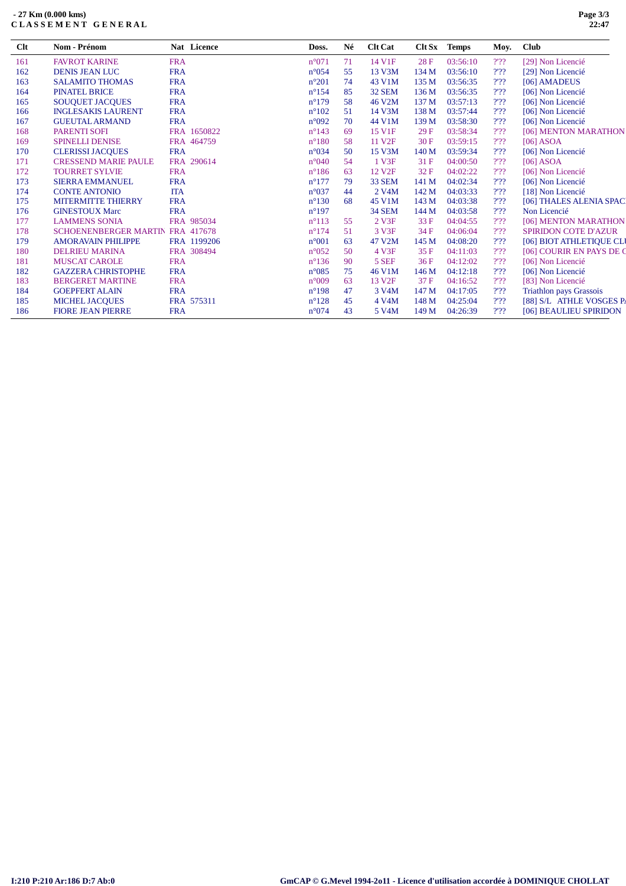- 27 Km (0.000 kms)
**CLASSEMENT GENERAL**

| Clt | Nom - Prénom | Nat | Licence | Doss. | Né | Clt Cat | Clt Sx | Temps | Moy. | Club |
|---|---|---|---|---|---|---|---|---|---|---|
| 161 | FAVROT KARINE | FRA | | n°071 | 71 | 14 V1F | 28 F | 03:56:10 | ?'?? | [29] Non Licencié |
| 162 | DENIS JEAN LUC | FRA | | n°054 | 55 | 13 V3M | 134 M | 03:56:10 | ?'?? | [29] Non Licencié |
| 163 | SALAMITO THOMAS | FRA | | n°201 | 74 | 43 V1M | 135 M | 03:56:35 | ?'?? | [06] AMADEUS |
| 164 | PINATEL BRICE | FRA | | n°154 | 85 | 32 SEM | 136 M | 03:56:35 | ?'?? | [06] Non Licencié |
| 165 | SOUQUET JACQUES | FRA | | n°179 | 58 | 46 V2M | 137 M | 03:57:13 | ?'?? | [06] Non Licencié |
| 166 | INGLESAKIS LAURENT | FRA | | n°102 | 51 | 14 V3M | 138 M | 03:57:44 | ?'?? | [06] Non Licencié |
| 167 | GUEUTAL ARMAND | FRA | | n°092 | 70 | 44 V1M | 139 M | 03:58:30 | ?'?? | [06] Non Licencié |
| 168 | PARENTI SOFI | FRA | 1650822 | n°143 | 69 | 15 V1F | 29 F | 03:58:34 | ?'?? | [06] MENTON MARATHON |
| 169 | SPINELLI DENISE | FRA | 464759 | n°180 | 58 | 11 V2F | 30 F | 03:59:15 | ?'?? | [06] ASOA |
| 170 | CLERISSI JACQUES | FRA | | n°034 | 50 | 15 V3M | 140 M | 03:59:34 | ?'?? | [06] Non Licencié |
| 171 | CRESSEND MARIE PAULE | FRA | 290614 | n°040 | 54 | 1 V3F | 31 F | 04:00:50 | ?'?? | [06] ASOA |
| 172 | TOURRET SYLVIE | FRA | | n°186 | 63 | 12 V2F | 32 F | 04:02:22 | ?'?? | [06] Non Licencié |
| 173 | SIERRA EMMANUEL | FRA | | n°177 | 79 | 33 SEM | 141 M | 04:02:34 | ?'?? | [06] Non Licencié |
| 174 | CONTE ANTONIO | ITA | | n°037 | 44 | 2 V4M | 142 M | 04:03:33 | ?'?? | [18] Non Licencié |
| 175 | MITERMITTE THIERRY | FRA | | n°130 | 68 | 45 V1M | 143 M | 04:03:38 | ?'?? | [06] THALES ALENIA SPAC |
| 176 | GINESTOUX Marc | FRA | | n°197 | | 34 SEM | 144 M | 04:03:58 | ?'?? | Non Licencié |
| 177 | LAMMENS SONIA | FRA | 985034 | n°113 | 55 | 2 V3F | 33 F | 04:04:55 | ?'?? | [06] MENTON MARATHON |
| 178 | SCHOENENBERGER MARTIN | FRA | 417678 | n°174 | 51 | 3 V3F | 34 F | 04:06:04 | ?'?? | SPIRIDON COTE D'AZUR |
| 179 | AMORAVAIN PHILIPPE | FRA | 1199206 | n°001 | 63 | 47 V2M | 145 M | 04:08:20 | ?'?? | [06] BIOT ATHLETIQUE CLU |
| 180 | DELRIEU MARINA | FRA | 308494 | n°052 | 50 | 4 V3F | 35 F | 04:11:03 | ?'?? | [06] COURIR EN PAYS DE C |
| 181 | MUSCAT CAROLE | FRA | | n°136 | 90 | 5 SEF | 36 F | 04:12:02 | ?'?? | [06] Non Licencié |
| 182 | GAZZERA CHRISTOPHE | FRA | | n°085 | 75 | 46 V1M | 146 M | 04:12:18 | ?'?? | [06] Non Licencié |
| 183 | BERGERET MARTINE | FRA | | n°009 | 63 | 13 V2F | 37 F | 04:16:52 | ?'?? | [83] Non Licencié |
| 184 | GOEPFERT ALAIN | FRA | | n°198 | 47 | 3 V4M | 147 M | 04:17:05 | ?'?? | Triathlon pays Grassois |
| 185 | MICHEL JACQUES | FRA | 575311 | n°128 | 45 | 4 V4M | 148 M | 04:25:04 | ?'?? | [88] S/L ATHLE VOSGES P |
| 186 | FIORE JEAN PIERRE | FRA | | n°074 | 43 | 5 V4M | 149 M | 04:26:39 | ?'?? | [06] BEAULIEU SPIRIDON |

I:210 P:210 Ar:186 D:7 Ab:0

GmCAP © G.Mevel 1994-2o11 - Licence d'utilisation accordée à DOMINIQUE CHOLLAT